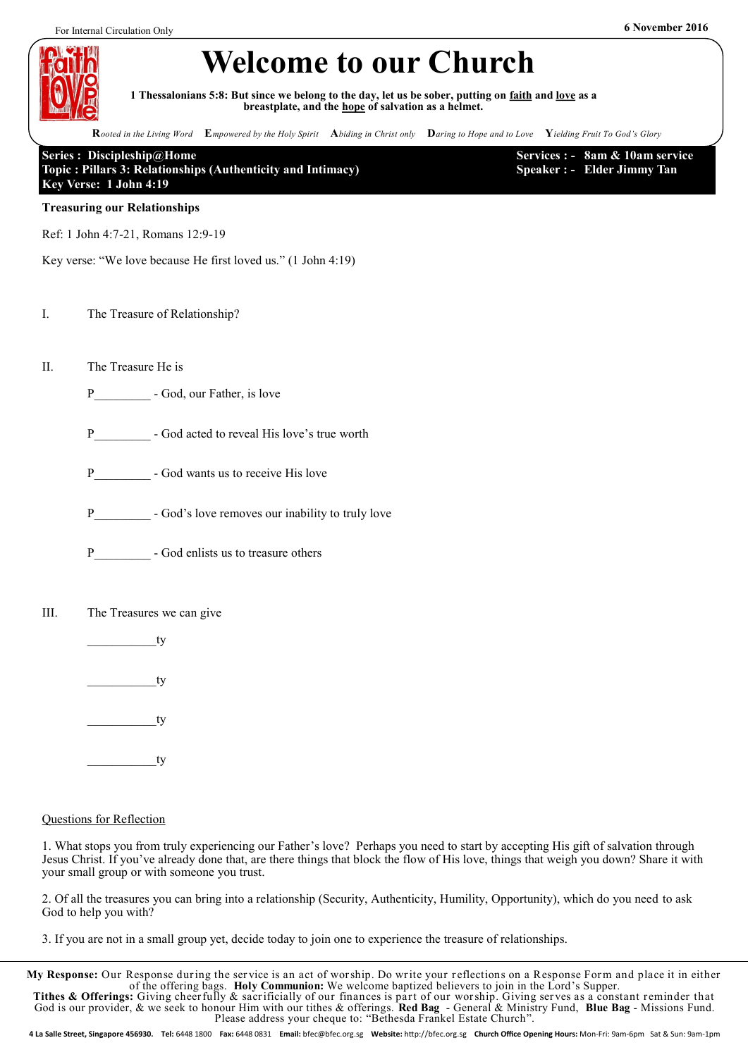For Internal Circulation Only

6 November 2016

# Welcome to our Church

**1 Thessalonians 5:8: But since we belong to the day, let us be sober, putting on faith and love as a breastplate, and the hope of salvation as a helmet.**

**R***ooted in the Living Word* **E***mpowered by the Holy Spirit* **A***biding in Christ only* **D***aring to Hope and to Love* **Y***ielding Fruit To God's Glory*

**Series : Discipleship@Home**
**Topic : Pillars 3: Relationships (Authenticity and Intimacy)**
**Key Verse: 1 John 4:19**

**Services : - 8am & 10am service**
**Speaker : - Elder Jimmy Tan**

**Treasuring our Relationships**

Ref: 1 John 4:7-21, Romans 12:9-19

Key verse: "We love because He first loved us." (1 John 4:19)

I. The Treasure of Relationship?

II. The Treasure He is

P_________ - God, our Father, is love

P_________ - God acted to reveal His love's true worth

P_________ - God wants us to receive His love

P_________ - God's love removes our inability to truly love

P_________ - God enlists us to treasure others

III. The Treasures we can give

___________ty

___________ty

___________ty

___________ty

Questions for Reflection

1. What stops you from truly experiencing our Father's love? Perhaps you need to start by accepting His gift of salvation through Jesus Christ. If you've already done that, are there things that block the flow of His love, things that weigh you down? Share it with your small group or with someone you trust.

2. Of all the treasures you can bring into a relationship (Security, Authenticity, Humility, Opportunity), which do you need to ask God to help you with?

3. If you are not in a small group yet, decide today to join one to experience the treasure of relationships.

**My Response:** Our Response during the service is an act of worship. Do write your reflections on a Response Form and place it in either of the offering bags. **Holy Communion:** We welcome baptized believers to join in the Lord's Supper.
**Tithes & Offerings:** Giving cheerfully & sacrificially of our finances is part of our worship. Giving serves as a constant reminder that God is our provider, & we seek to honour Him with our tithes & offerings. **Red Bag** - General & Ministry Fund, **Blue Bag** - Missions Fund. Please address your cheque to: "Bethesda Frankel Estate Church".

**4 La Salle Street, Singapore 456930. Tel:** 6448 1800 **Fax:** 6448 0831 **Email:** bfec@bfec.org.sg **Website:** http://bfec.org.sg **Church Office Opening Hours:** Mon-Fri: 9am-6pm Sat & Sun: 9am-1pm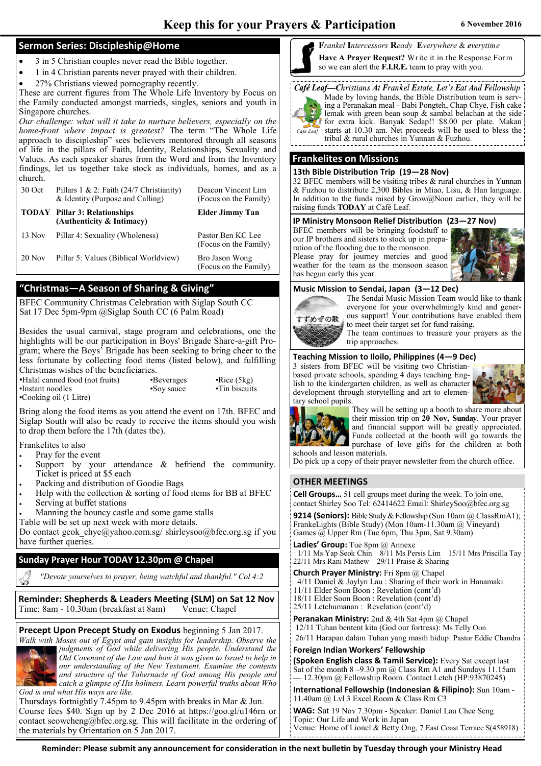# Keep this for your Prayers & Participation

6 November 2016

## Sermon Series: Discipleship@Home

- 3 in 5 Christian couples never read the Bible together.
- 1 in 4 Christian parents never prayed with their children.
- 27% Christians viewed pornography recently.

These are current figures from The Whole Life Inventory by Focus on the Family conducted amongst marrieds, singles, seniors and youth in Singapore churches.

*Our challenge: what will it take to nurture believers, especially on the home-front where impact is greatest?* The term "The Whole Life approach to discipleship" sees believers mentored through all seasons of life in the pillars of Faith, Identity, Relationships, Sexuality and Values. As each speaker shares from the Word and from the Inventory findings, let us together take stock as individuals, homes, and as a church.

| | | |
|---|---|---|
| 30 Oct | Pillars 1 & 2: Faith (24/7 Christianity) & Identity (Purpose and Calling) | Deacon Vincent Lim (Focus on the Family) |
| **TODAY** | **Pillar 3: Relationships (Authenticity & Intimacy)** | **Elder Jimmy Tan** |
| 13 Nov | Pillar 4: Sexuality (Wholeness) | Pastor Ben KC Lee (Focus on the Family) |
| 20 Nov | Pillar 5: Values (Biblical Worldview) | Bro Jason Wong (Focus on the Family) |

## "Christmas—A Season of Sharing & Giving"

BFEC Community Christmas Celebration with Siglap South CC
Sat 17 Dec 5pm-9pm @Siglap South CC (6 Palm Road)

Besides the usual carnival, stage program and celebrations, one the highlights will be our participation in Boys' Brigade Share-a-gift Program; where the Boys' Brigade has been seeking to bring cheer to the less fortunate by collecting food items (listed below), and fulfilling Christmas wishes of the beneficiaries.

- Halal canned food (not fruits)
- Instant noodles
- Cooking oil (1 Litre)
- Beverages
- Soy sauce
- Rice (5kg)
- Tin biscuits

Bring along the food items as you attend the event on 17th. BFEC and Siglap South will also be ready to receive the items should you wish to drop them before the 17th (dates tbc).

Frankelites to also

- Pray for the event
- Support by your attendance & befriend the community. Ticket is priced at $5 each
- Packing and distribution of Goodie Bags
- Help with the collection & sorting of food items for BB at BFEC
- Serving at buffet stations
- Manning the bouncy castle and some game stalls

Table will be set up next week with more details.
Do contact geok_chye@yahoo.com.sg/ shirleysoo@bfec.org.sg if you have further queries.

## Sunday Prayer Hour TODAY 12.30pm @ Chapel

*"Devote yourselves to prayer, being watchful and thankful." Col 4:2*

## Reminder: Shepherds & Leaders Meeting (SLM) on Sat 12 Nov

Time: 8am - 10.30am (breakfast at 8am) Venue: Chapel

## Precept Upon Precept Study on Exodus beginning 5 Jan 2017.

*Walk with Moses out of Egypt and gain insights for leadership. Observe the judgments of God while delivering His people. Understand the Old Covenant of the Law and how it was given to Israel to help in our understanding of the New Testament. Examine the contents and structure of the Tabernacle of God among His people and catch a glimpse of His holiness. Learn powerful truths about Who God is and what His ways are like.*

Thursdays fortnightly 7.45pm to 9.45pm with breaks in Mar & Jun.
Course fees $40. Sign up by 2 Dec 2016 at https://goo.gl/u146rn or contact seowcheng@bfec.org.sg. This will facilitate in the ordering of the materials by Orientation on 5 Jan 2017.

**F**rankel **I**ntercessors **R**eady **E**verywhere & *everytime*
**Have A Prayer Request?** Write it in the Response Form so we can alert the **F.I.R.E.** team to pray with you.

***Café Leaf—Christians At Frankel Estate, Let's Eat And Fellowship***
Made by loving hands, the Bible Distribution team is serving a Peranakan meal - Babi Pongteh, Chap Chye, Fish cake lemak with green bean soup & sambal belachan at the side for extra kick. Banyak Sedap!! $8.00 per plate. Makan starts at 10.30 am. Net proceeds will be used to bless the tribal & rural churches in Yunnan & Fuzhou.

## Frankelites on Missions

### 13th Bible Distribution Trip (19—28 Nov)

32 BFEC members will be visiting tribes & rural churches in Yunnan & Fuzhou to distribute 2,300 Bibles in Miao, Lisu, & Han language. In addition to the funds raised by Grow@Noon earlier, they will be raising funds **TODAY** at Café Leaf.

### IP Ministry Monsoon Relief Distribution (23—27 Nov)

BFEC members will be bringing foodstuff to our IP brothers and sisters to stock up in preparation of the flooding due to the monsoon. Please pray for journey mercies and good weather for the team as the monsoon season has begun early this year.

### Music Mission to Sendai, Japan (3—12 Dec)

The Sendai Music Mission Team would like to thank everyone for your overwhelmingly kind and generous support! Your contributions have enabled them to meet their target set for fund raising.
The team continues to treasure your prayers as the trip approaches.

### Teaching Mission to Iloilo, Philippines (4—9 Dec)

3 sisters from BFEC will be visiting two Christian-based private schools, spending 4 days teaching English to the kindergarten children, as well as character development through storytelling and art to elementary school pupils.

They will be setting up a booth to share more about their mission trip on **20 Nov, Sunday**. Your prayer and financial support will be greatly appreciated. Funds collected at the booth will go towards the purchase of love gifts for the children at both schools and lesson materials.
Do pick up a copy of their prayer newsletter from the church office.

## OTHER MEETINGS

**Cell Groups...** 51 cell groups meet during the week. To join one, contact Shirley Soo Tel: 62414622 Email: ShirleySoo@bfec.org.sg

**9214 (Seniors):** Bible Study & Fellowship (Sun 10am @ ClassRmA1); FrankeLights (Bible Study) (Mon 10am-11.30am @ Vineyard) Games @ Upper Rm (Tue 6pm, Thu 3pm, Sat 9.30am)

**Ladies' Group:** Tue 8pm @ Annexe
1/11 Ms Yap Seok Chin 8/11 Ms Persis Lim 15/11 Mrs Priscilla Tay
22/11 Mrs Rani Mathew 29/11 Praise & Sharing

**Church Prayer Ministry:** Fri 8pm @ Chapel
4/11 Daniel & Joylyn Lau : Sharing of their work in Hanamaki
11/11 Elder Soon Boon : Revelation (cont'd)
18/11 Elder Soon Boon : Revelation (cont'd)
25/11 Letchumanan : Revelation (cont'd)

**Peranakan Ministry:** 2nd & 4th Sat 4pm @ Chapel
12/11 Tuhan bentent kita (God our fortress): Ms Telly Oon
26/11 Harapan dalam Tuhan yang masih hidup: Pastor Eddie Chandra

**Foreign Indian Workers' Fellowship**
**(Spoken English class & Tamil Service):** Every Sat except last Sat of the month 8 –9.30 pm @ Class Rm A1 and Sundays 11.15am — 12.30pm @ Fellowship Room. Contact Letch (HP:93870245)

**International Fellowship (Indonesian & Filipino):** Sun 10am - 11.40am @ Lvl 3 Excel Room & Class Rm C3

**WAG:** Sat 19 Nov 7.30pm - Speaker: Daniel Lau Chee Seng
Topic: Our Life and Work in Japan
Venue: Home of Lionel & Betty Ong, 7 East Coast Terrace S(458918)

**Reminder: Please submit any announcement for consideration in the next bulletin by Tuesday through your Ministry Head**